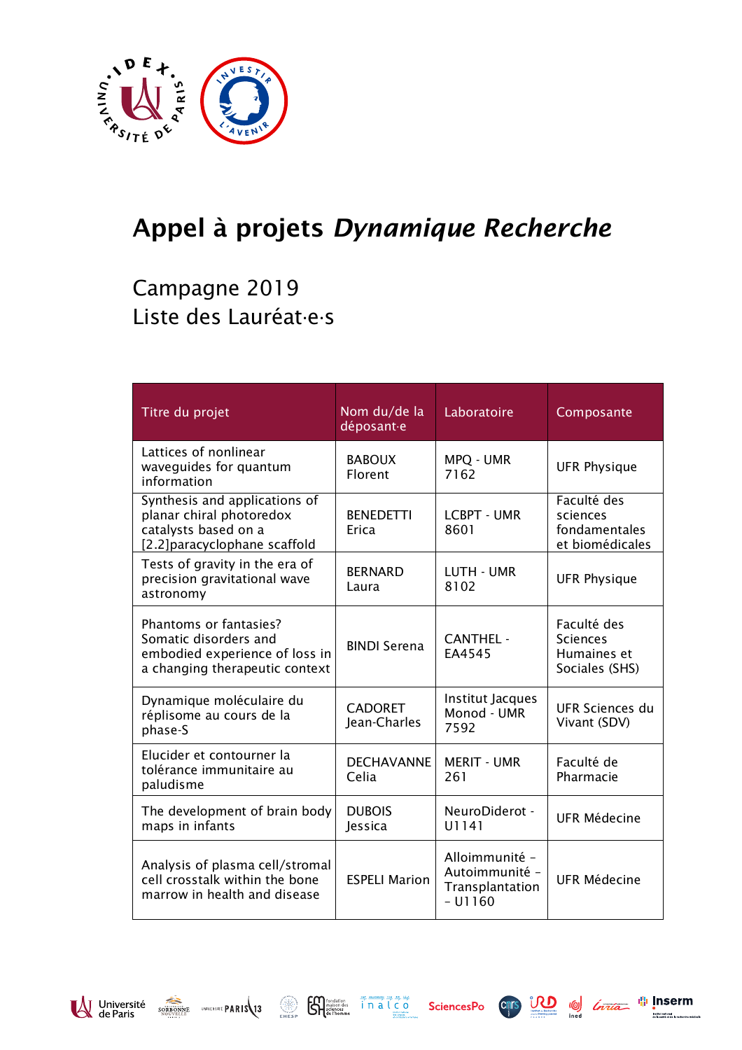# Appel à projets *Dynamique Recherche*

## Campagne 2019
## Liste des Lauréat·e·s

| Titre du projet | Nom du/de la déposant·e | Laboratoire | Composante |
|---|---|---|---|
| Lattices of nonlinear waveguides for quantum information | BABOUX Florent | MPQ - UMR 7162 | UFR Physique |
| Synthesis and applications of planar chiral photoredox catalysts based on a [2.2]paracyclophane scaffold | BENEDETTI Erica | LCBPT - UMR 8601 | Faculté des sciences fondamentales et biomédicales |
| Tests of gravity in the era of precision gravitational wave astronomy | BERNARD Laura | LUTH - UMR 8102 | UFR Physique |
| Phantoms or fantasies? Somatic disorders and embodied experience of loss in a changing therapeutic context | BINDI Serena | CANTHEL - EA4545 | Faculté des Sciences Humaines et Sociales (SHS) |
| Dynamique moléculaire du réplisome au cours de la phase-S | CADORET Jean-Charles | Institut Jacques Monod - UMR 7592 | UFR Sciences du Vivant (SDV) |
| Elucider et contourner la tolérance immunitaire au paludisme | DECHAVANNE Celia | MERIT - UMR 261 | Faculté de Pharmacie |
| The development of brain body maps in infants | DUBOIS Jessica | NeuroDiderot - U1141 | UFR Médecine |
| Analysis of plasma cell/stromal cell crosstalk within the bone marrow in health and disease | ESPELI Marion | Alloimmunité – Autoimmunité – Transplantation – U1160 | UFR Médecine |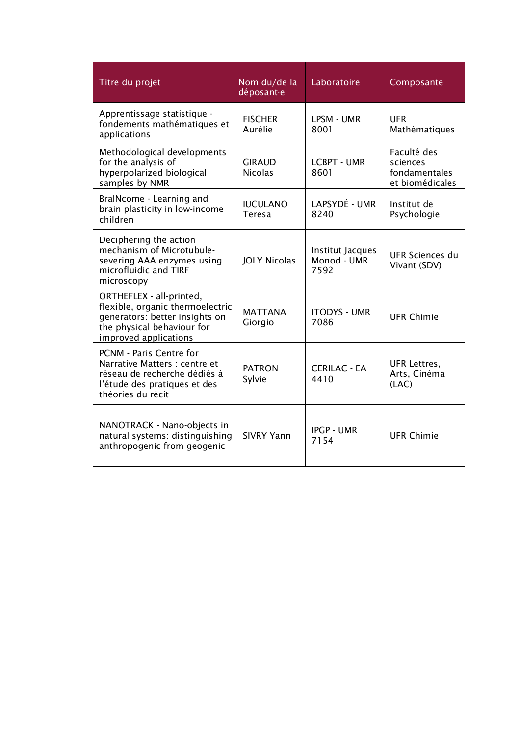| Titre du projet | Nom du/de la déposant·e | Laboratoire | Composante |
|---|---|---|---|
| Apprentissage statistique - fondements mathématiques et applications | FISCHER Aurélie | LPSM - UMR 8001 | UFR Mathématiques |
| Methodological developments for the analysis of hyperpolarized biological samples by NMR | GIRAUD Nicolas | LCBPT - UMR 8601 | Faculté des sciences fondamentales et biomédicales |
| BraINcome - Learning and brain plasticity in low-income children | IUCULANO Teresa | LAPSYDÉ - UMR 8240 | Institut de Psychologie |
| Deciphering the action mechanism of Microtubule-severing AAA enzymes using microfluidic and TIRF microscopy | JOLY Nicolas | Institut Jacques Monod - UMR 7592 | UFR Sciences du Vivant (SDV) |
| ORTHEFLEX - all-printed, flexible, organic thermoelectric generators: better insights on the physical behaviour for improved applications | MATTANA Giorgio | ITODYS - UMR 7086 | UFR Chimie |
| PCNM - Paris Centre for Narrative Matters : centre et réseau de recherche dédiés à l'étude des pratiques et des théories du récit | PATRON Sylvie | CERILAC - EA 4410 | UFR Lettres, Arts, Cinéma (LAC) |
| NANOTRACK - Nano-objects in natural systems: distinguishing anthropogenic from geogenic | SIVRY Yann | IPGP - UMR 7154 | UFR Chimie |